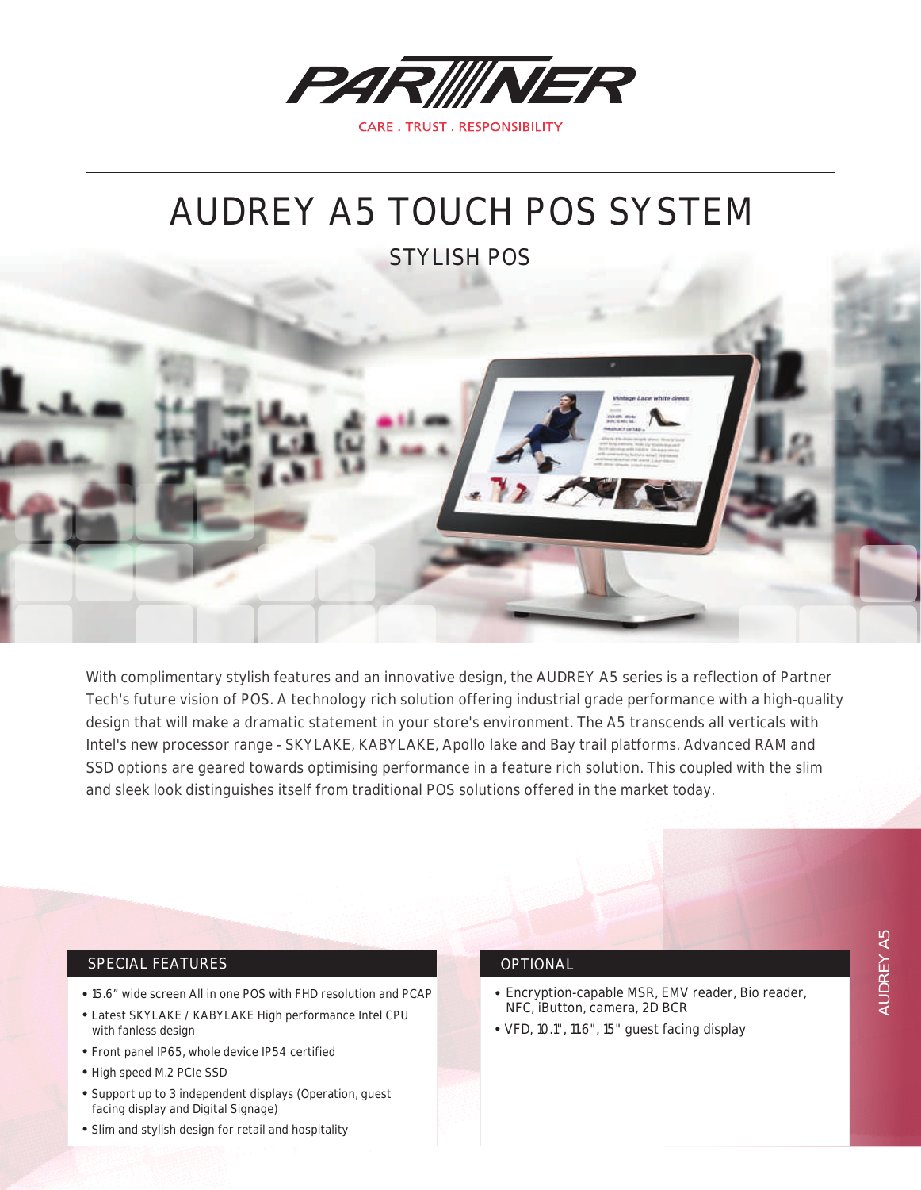PARTNER

CARE . TRUST . RESPONSIBILITY

# AUDREY A5 TOUCH POS SYSTEM

## STYLISH POS

With complimentary stylish features and an innovative design, the AUDREY A5 series is a reflection of Partner Tech's future vision of POS. A technology rich solution offering industrial grade performance with a high-quality design that will make a dramatic statement in your store's environment. The A5 transcends all verticals with Intel's new processor range - SKYLAKE, KABYLAKE, Apollo lake and Bay trail platforms. Advanced RAM and SSD options are geared towards optimising performance in a feature rich solution. This coupled with the slim and sleek look distinguishes itself from traditional POS solutions offered in the market today.

### SPECIAL FEATURES

- 15.6" wide screen All in one POS with FHD resolution and PCAP
- Latest SKYLAKE / KABYLAKE High performance Intel CPU with fanless design
- Front panel IP65, whole device IP54 certified
- High speed M.2 PCIe SSD
- Support up to 3 independent displays (Operation, guest facing display and Digital Signage)
- Slim and stylish design for retail and hospitality

### OPTIONAL

- Encryption-capable MSR, EMV reader, Bio reader, NFC, iButton, camera, 2D BCR
- VFD, 10.1", 11.6", 15" guest facing display

AUDREY A5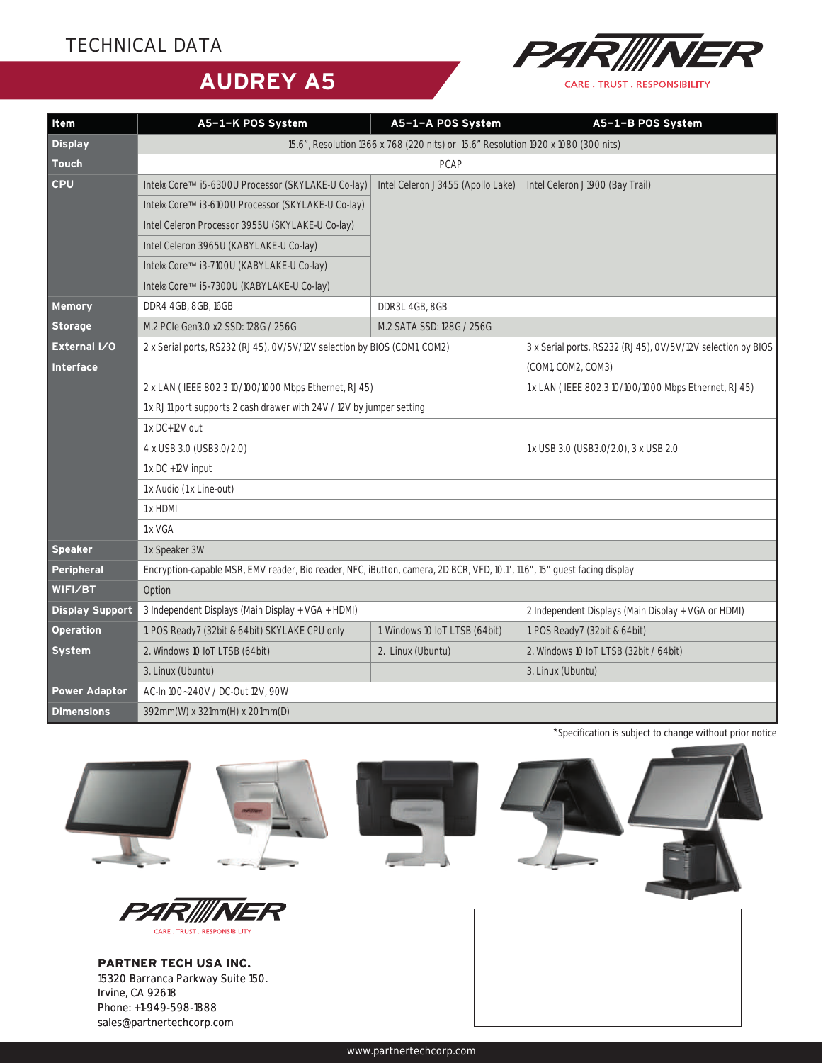TECHNICAL DATA

# AUDREY A5

CARE . TRUST . RESPONSIBILITY

| Item | A5-1-K POS System | A5-1-A POS System | A5-1-B POS System |
|---|---|---|---|
| Display | 15.6", Resolution 1366 x 768 (220 nits) or 15.6" Resolution 1920 x 1080 (300 nits) | | |
| Touch | PCAP | | |
| CPU | Intel® Core™ i5-6300U Processor (SKYLAKE-U Co-lay) | Intel Celeron J3455 (Apollo Lake) | Intel Celeron J1900 (Bay Trail) |
| | Intel® Core™ i3-6100U Processor (SKYLAKE-U Co-lay) | | |
| | Intel Celeron Processor 3955U (SKYLAKE-U Co-lay) | | |
| | Intel Celeron 3965U (KABYLAKE-U Co-lay) | | |
| | Intel® Core™ i3-7100U (KABYLAKE-U Co-lay) | | |
| | Intel® Core™ i5-7300U (KABYLAKE-U Co-lay) | | |
| Memory | DDR4 4GB, 8GB, 16GB | DDR3L 4GB, 8GB | |
| Storage | M.2 PCIe Gen3.0 x2 SSD: 128G / 256G | M.2 SATA SSD: 128G / 256G | |
| External I/O Interface | 2 x Serial ports, RS232 (RJ45), 0V/5V/12V selection by BIOS (COM1, COM2) | | 3 x Serial ports, RS232 (RJ45), 0V/5V/12V selection by BIOS (COM1, COM2, COM3) |
| | 2 x LAN ( IEEE 802.3 10/100/1000 Mbps Ethernet, RJ45) | | 1x LAN ( IEEE 802.3 10/100/1000 Mbps Ethernet, RJ45) |
| | 1x RJ11 port supports 2 cash drawer with 24V / 12V by jumper setting | | |
| | 1x DC+12V out | | |
| | 4 x USB 3.0 (USB3.0/2.0) | | 1x USB 3.0 (USB3.0/2.0), 3 x USB 2.0 |
| | 1x DC +12V input | | |
| | 1x Audio (1x Line-out) | | |
| | 1x HDMI | | |
| | 1x VGA | | |
| Speaker | 1x Speaker 3W | | |
| Peripheral | Encryption-capable MSR, EMV reader, Bio reader, NFC, iButton, camera, 2D BCR, VFD, 10.1", 11.6", 15" guest facing display | | |
| WIFI/BT | Option | | |
| Display Support | 3 Independent Displays (Main Display + VGA + HDMI) | | 2 Independent Displays (Main Display + VGA or HDMI) |
| Operation System | 1. POS Ready7 (32bit & 64bit) SKYLAKE CPU only | 1. Windows 10 IoT LTSB (64bit) | 1. POS Ready7 (32bit & 64bit) |
| | 2. Windows 10 IoT LTSB (64bit) | 2. Linux (Ubuntu) | 2. Windows 10 IoT LTSB (32bit / 64bit) |
| | 3. Linux (Ubuntu) | | 3. Linux (Ubuntu) |
| Power Adaptor | AC-In 100~240V / DC-Out 12V, 90W | | |
| Dimensions | 392mm(W) x 321mm(H) x 201mm(D) | | |

*Specification is subject to change without prior notice

CARE . TRUST . RESPONSIBILITY

**PARTNER TECH USA INC.**
15320 Barranca Parkway Suite 150.
Irvine, CA 92618
Phone: +1-949-598-1888
sales@partnertechcorp.com

www.partnertechcorp.com